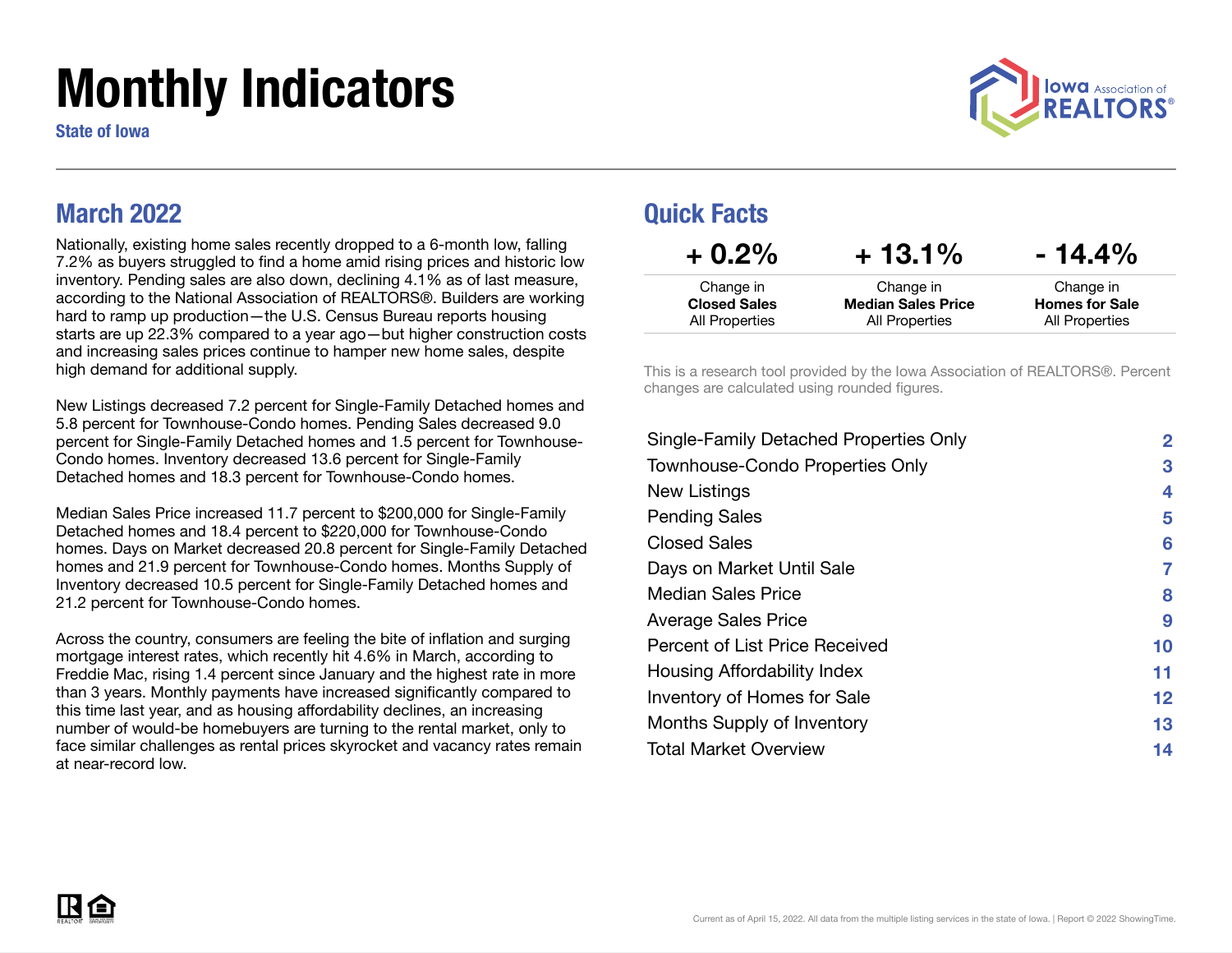# Monthly Indicators

**State of Iowa**

## March 2022

Nationally, existing home sales recently dropped to a 6-month low, falling 7.2% as buyers struggled to find a home amid rising prices and historic low inventory. Pending sales are also down, declining 4.1% as of last measure, according to the National Association of REALTORS®. Builders are working hard to ramp up production—the U.S. Census Bureau reports housing starts are up 22.3% compared to a year ago—but higher construction costs and increasing sales prices continue to hamper new home sales, despite high demand for additional supply.

New Listings decreased 7.2 percent for Single-Family Detached homes and 5.8 percent for Townhouse-Condo homes. Pending Sales decreased 9.0 percent for Single-Family Detached homes and 1.5 percent for Townhouse-Condo homes. Inventory decreased 13.6 percent for Single-Family Detached homes and 18.3 percent for Townhouse-Condo homes.

Median Sales Price increased 11.7 percent to $200,000 for Single-Family Detached homes and 18.4 percent to $220,000 for Townhouse-Condo homes. Days on Market decreased 20.8 percent for Single-Family Detached homes and 21.9 percent for Townhouse-Condo homes. Months Supply of Inventory decreased 10.5 percent for Single-Family Detached homes and 21.2 percent for Townhouse-Condo homes.

Across the country, consumers are feeling the bite of inflation and surging mortgage interest rates, which recently hit 4.6% in March, according to Freddie Mac, rising 1.4 percent since January and the highest rate in more than 3 years. Monthly payments have increased significantly compared to this time last year, and as housing affordability declines, an increasing number of would-be homebuyers are turning to the rental market, only to face similar challenges as rental prices skyrocket and vacancy rates remain at near-record low.

## Quick Facts

| + 0.2% | + 13.1% | - 14.4% |
|---|---|---|
| Change in **Closed Sales** All Properties | Change in **Median Sales Price** All Properties | Change in **Homes for Sale** All Properties |

This is a research tool provided by the Iowa Association of REALTORS®. Percent changes are calculated using rounded figures.

| | |
|---|---|
| Single-Family Detached Properties Only | 2 |
| Townhouse-Condo Properties Only | 3 |
| New Listings | 4 |
| Pending Sales | 5 |
| Closed Sales | 6 |
| Days on Market Until Sale | 7 |
| Median Sales Price | 8 |
| Average Sales Price | 9 |
| Percent of List Price Received | 10 |
| Housing Affordability Index | 11 |
| Inventory of Homes for Sale | 12 |
| Months Supply of Inventory | 13 |
| Total Market Overview | 14 |

Current as of April 15, 2022. All data from the multiple listing services in the state of Iowa. | Report © 2022 ShowingTime.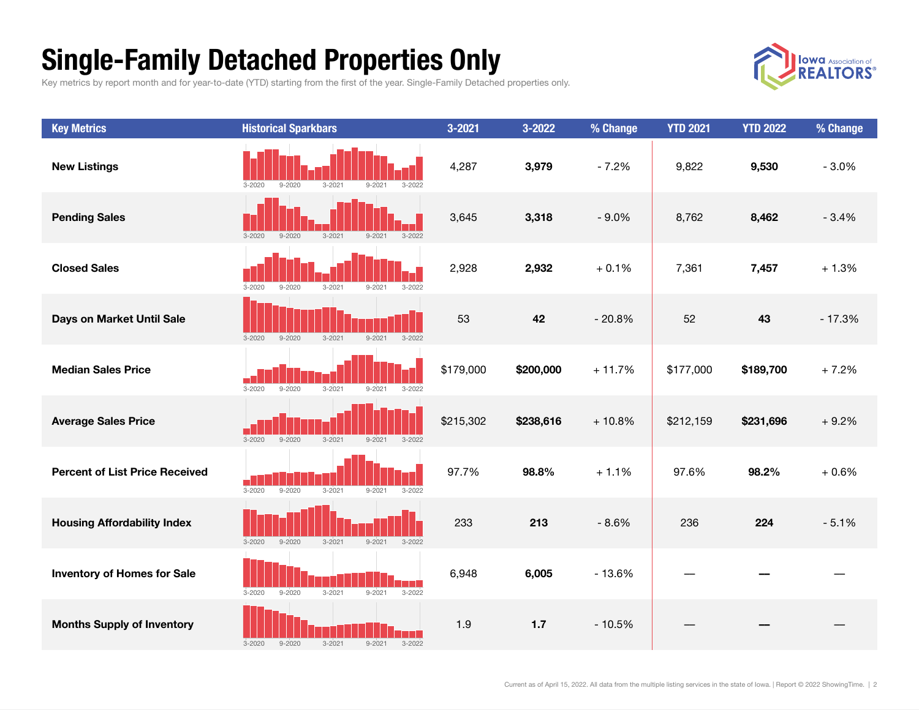# Single-Family Detached Properties Only

Key metrics by report month and for year-to-date (YTD) starting from the first of the year. Single-Family Detached properties only.

| Key Metrics | Historical Sparkbars | 3-2021 | 3-2022 | % Change | YTD 2021 | YTD 2022 | % Change |
|---|---|---|---|---|---|---|---|
| New Listings | 3-2020 9-2020 3-2021 9-2021 3-2022 | 4,287 | **3,979** | - 7.2% | 9,822 | **9,530** | - 3.0% |
| Pending Sales | 3-2020 9-2020 3-2021 9-2021 3-2022 | 3,645 | **3,318** | - 9.0% | 8,762 | **8,462** | - 3.4% |
| Closed Sales | 3-2020 9-2020 3-2021 9-2021 3-2022 | 2,928 | **2,932** | + 0.1% | 7,361 | **7,457** | + 1.3% |
| Days on Market Until Sale | 3-2020 9-2020 3-2021 9-2021 3-2022 | 53 | **42** | - 20.8% | 52 | **43** | - 17.3% |
| Median Sales Price | 3-2020 9-2020 3-2021 9-2021 3-2022 | $179,000 | **$200,000** | + 11.7% | $177,000 | **$189,700** | + 7.2% |
| Average Sales Price | 3-2020 9-2020 3-2021 9-2021 3-2022 | $215,302 | **$238,616** | + 10.8% | $212,159 | **$231,696** | + 9.2% |
| Percent of List Price Received | 3-2020 9-2020 3-2021 9-2021 3-2022 | 97.7% | **98.8%** | + 1.1% | 97.6% | **98.2%** | + 0.6% |
| Housing Affordability Index | 3-2020 9-2020 3-2021 9-2021 3-2022 | 233 | **213** | - 8.6% | 236 | **224** | - 5.1% |
| Inventory of Homes for Sale | 3-2020 9-2020 3-2021 9-2021 3-2022 | 6,948 | **6,005** | - 13.6% | — | **—** | — |
| Months Supply of Inventory | 3-2020 9-2020 3-2021 9-2021 3-2022 | 1.9 | **1.7** | - 10.5% | — | **—** | — |

Current as of April 15, 2022. All data from the multiple listing services in the state of Iowa. | Report © 2022 ShowingTime.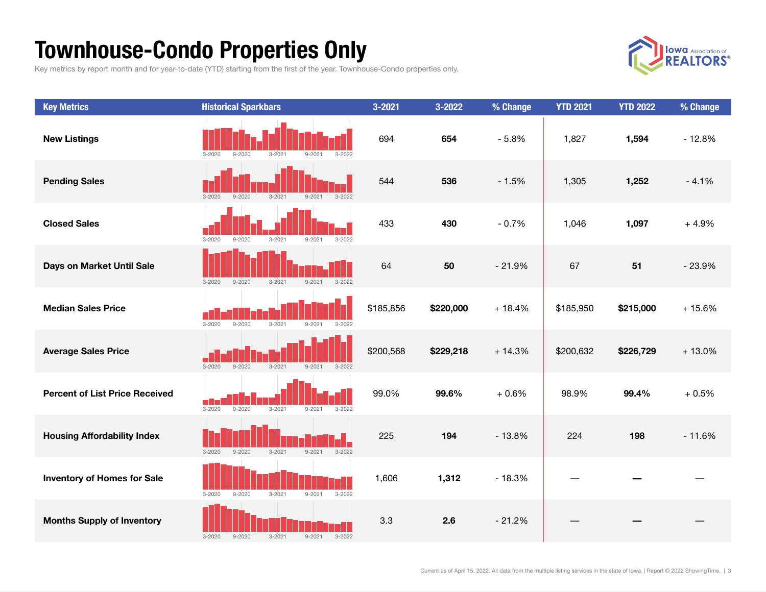# Townhouse-Condo Properties Only

Key metrics by report month and for year-to-date (YTD) starting from the first of the year. Townhouse-Condo properties only.

| Key Metrics | Historical Sparkbars | 3-2021 | 3-2022 | % Change | YTD 2021 | YTD 2022 | % Change |
|---|---|---|---|---|---|---|---|
| **New Listings** | 3-2020 9-2020 3-2021 9-2021 3-2022 | 694 | **654** | - 5.8% | 1,827 | **1,594** | - 12.8% |
| **Pending Sales** | 3-2020 9-2020 3-2021 9-2021 3-2022 | 544 | **536** | - 1.5% | 1,305 | **1,252** | - 4.1% |
| **Closed Sales** | 3-2020 9-2020 3-2021 9-2021 3-2022 | 433 | **430** | - 0.7% | 1,046 | **1,097** | + 4.9% |
| **Days on Market Until Sale** | 3-2020 9-2020 3-2021 9-2021 3-2022 | 64 | **50** | - 21.9% | 67 | **51** | - 23.9% |
| **Median Sales Price** | 3-2020 9-2020 3-2021 9-2021 3-2022 | $185,856 | **$220,000** | + 18.4% | $185,950 | **$215,000** | + 15.6% |
| **Average Sales Price** | 3-2020 9-2020 3-2021 9-2021 3-2022 | $200,568 | **$229,218** | + 14.3% | $200,632 | **$226,729** | + 13.0% |
| **Percent of List Price Received** | 3-2020 9-2020 3-2021 9-2021 3-2022 | 99.0% | **99.6%** | + 0.6% | 98.9% | **99.4%** | + 0.5% |
| **Housing Affordability Index** | 3-2020 9-2020 3-2021 9-2021 3-2022 | 225 | **194** | - 13.8% | 224 | **198** | - 11.6% |
| **Inventory of Homes for Sale** | 3-2020 9-2020 3-2021 9-2021 3-2022 | 1,606 | **1,312** | - 18.3% | — | **—** | — |
| **Months Supply of Inventory** | 3-2020 9-2020 3-2021 9-2021 3-2022 | 3.3 | **2.6** | - 21.2% | — | **—** | — |

Current as of April 15, 2022. All data from the multiple listing services in the state of Iowa. | Report © 2022 ShowingTime.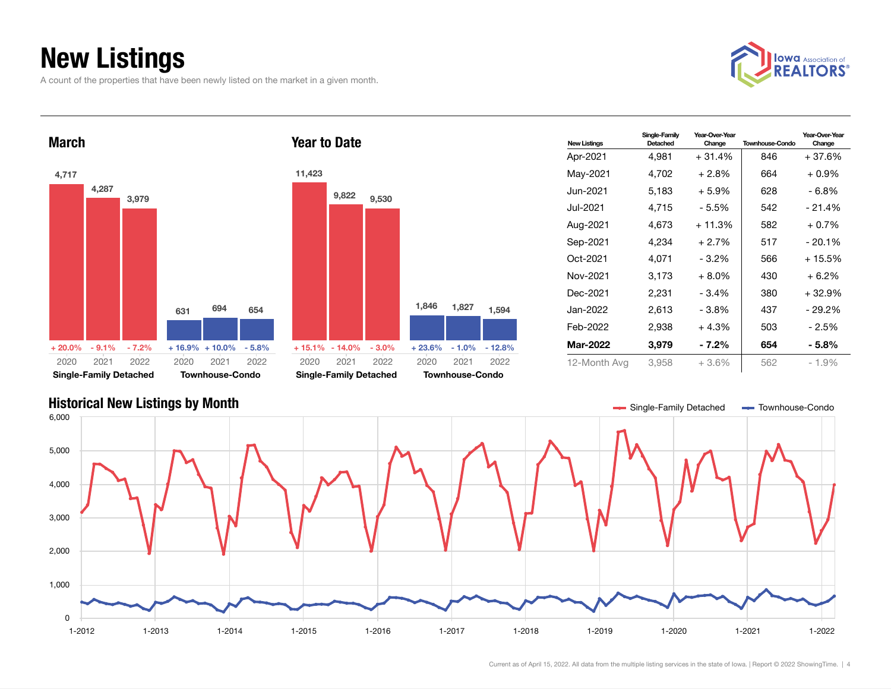# New Listings

A count of the properties that have been newly listed on the market in a given month.

## March

| | 2020 | 2021 | 2022 |
|---|---|---|---|
| Single-Family Detached | 4,717 | 4,287 | 3,979 |
| Change | + 20.0% | - 9.1% | - 7.2% |
| Townhouse-Condo | 631 | 694 | 654 |
| Change | + 16.9% | + 10.0% | - 5.8% |

## Year to Date

| | 2020 | 2021 | 2022 |
|---|---|---|---|
| Single-Family Detached | 11,423 | 9,822 | 9,530 |
| Change | + 15.1% | - 14.0% | - 3.0% |
| Townhouse-Condo | 1,846 | 1,827 | 1,594 |
| Change | + 23.6% | - 1.0% | - 12.8% |

| New Listings | Single-Family Detached | Year-Over-Year Change | Townhouse-Condo | Year-Over-Year Change |
|---|---|---|---|---|
| Apr-2021 | 4,981 | + 31.4% | 846 | + 37.6% |
| May-2021 | 4,702 | + 2.8% | 664 | + 0.9% |
| Jun-2021 | 5,183 | + 5.9% | 628 | - 6.8% |
| Jul-2021 | 4,715 | - 5.5% | 542 | - 21.4% |
| Aug-2021 | 4,673 | + 11.3% | 582 | + 0.7% |
| Sep-2021 | 4,234 | + 2.7% | 517 | - 20.1% |
| Oct-2021 | 4,071 | - 3.2% | 566 | + 15.5% |
| Nov-2021 | 3,173 | + 8.0% | 430 | + 6.2% |
| Dec-2021 | 2,231 | - 3.4% | 380 | + 32.9% |
| Jan-2022 | 2,613 | - 3.8% | 437 | - 29.2% |
| Feb-2022 | 2,938 | + 4.3% | 503 | - 2.5% |
| **Mar-2022** | **3,979** | **- 7.2%** | **654** | **- 5.8%** |
| 12-Month Avg | 3,958 | + 3.6% | 562 | - 1.9% |

## Historical New Listings by Month

Single-Family Detached | Townhouse-Condo

Current as of April 15, 2022. All data from the multiple listing services in the state of Iowa. | Report © 2022 ShowingTime.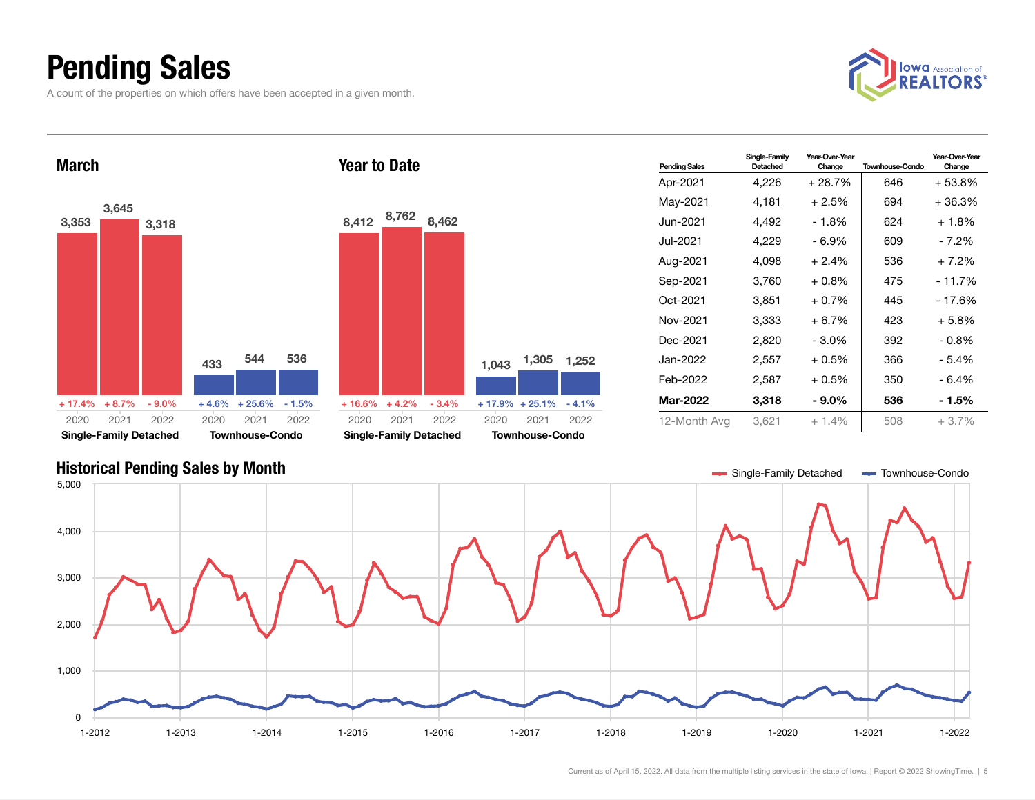# Pending Sales

A count of the properties on which offers have been accepted in a given month.

## March

| | 2020 | 2021 | 2022 |
|---|---|---|---|
| Single-Family Detached | 3,353 | 3,645 | 3,318 |
| Change | + 17.4% | + 8.7% | - 9.0% |
| Townhouse-Condo | 433 | 544 | 536 |
| Change | + 4.6% | + 25.6% | - 1.5% |

## Year to Date

| | 2020 | 2021 | 2022 |
|---|---|---|---|
| Single-Family Detached | 8,412 | 8,762 | 8,462 |
| Change | + 16.6% | + 4.2% | - 3.4% |
| Townhouse-Condo | 1,043 | 1,305 | 1,252 |
| Change | + 17.9% | + 25.1% | - 4.1% |

| Pending Sales | Single-Family Detached | Year-Over-Year Change | Townhouse-Condo | Year-Over-Year Change |
|---|---|---|---|---|
| Apr-2021 | 4,226 | + 28.7% | 646 | + 53.8% |
| May-2021 | 4,181 | + 2.5% | 694 | + 36.3% |
| Jun-2021 | 4,492 | - 1.8% | 624 | + 1.8% |
| Jul-2021 | 4,229 | - 6.9% | 609 | - 7.2% |
| Aug-2021 | 4,098 | + 2.4% | 536 | + 7.2% |
| Sep-2021 | 3,760 | + 0.8% | 475 | - 11.7% |
| Oct-2021 | 3,851 | + 0.7% | 445 | - 17.6% |
| Nov-2021 | 3,333 | + 6.7% | 423 | + 5.8% |
| Dec-2021 | 2,820 | - 3.0% | 392 | - 0.8% |
| Jan-2022 | 2,557 | + 0.5% | 366 | - 5.4% |
| Feb-2022 | 2,587 | + 0.5% | 350 | - 6.4% |
| **Mar-2022** | **3,318** | **- 9.0%** | **536** | **- 1.5%** |
| 12-Month Avg | 3,621 | + 1.4% | 508 | + 3.7% |

## Historical Pending Sales by Month

Single-Family Detached — Townhouse-Condo

Current as of April 15, 2022. All data from the multiple listing services in the state of Iowa. | Report © 2022 ShowingTime.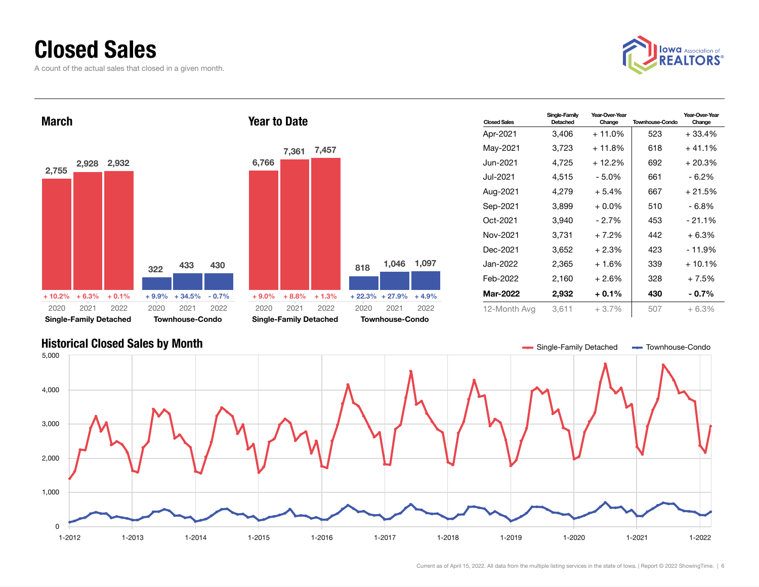# Closed Sales

A count of the actual sales that closed in a given month.

## March

| | 2020 | 2021 | 2022 |
|---|---|---|---|
| Single-Family Detached | 2,755 | 2,928 | 2,932 |
| Change | + 10.2% | + 6.3% | + 0.1% |
| Townhouse-Condo | 322 | 433 | 430 |
| Change | + 9.9% | + 34.5% | - 0.7% |

## Year to Date

| | 2020 | 2021 | 2022 |
|---|---|---|---|
| Single-Family Detached | 6,766 | 7,361 | 7,457 |
| Change | + 9.0% | + 8.8% | + 1.3% |
| Townhouse-Condo | 818 | 1,046 | 1,097 |
| Change | + 22.3% | + 27.9% | + 4.9% |

| Closed Sales | Single-Family Detached | Year-Over-Year Change | Townhouse-Condo | Year-Over-Year Change |
|---|---|---|---|---|
| Apr-2021 | 3,406 | + 11.0% | 523 | + 33.4% |
| May-2021 | 3,723 | + 11.8% | 618 | + 41.1% |
| Jun-2021 | 4,725 | + 12.2% | 692 | + 20.3% |
| Jul-2021 | 4,515 | - 5.0% | 661 | - 6.2% |
| Aug-2021 | 4,279 | + 5.4% | 667 | + 21.5% |
| Sep-2021 | 3,899 | + 0.0% | 510 | - 6.8% |
| Oct-2021 | 3,940 | - 2.7% | 453 | - 21.1% |
| Nov-2021 | 3,731 | + 7.2% | 442 | + 6.3% |
| Dec-2021 | 3,652 | + 2.3% | 423 | - 11.9% |
| Jan-2022 | 2,365 | + 1.6% | 339 | + 10.1% |
| Feb-2022 | 2,160 | + 2.6% | 328 | + 7.5% |
| **Mar-2022** | **2,932** | **+ 0.1%** | **430** | **- 0.7%** |
| 12-Month Avg | 3,611 | + 3.7% | 507 | + 6.3% |

## Historical Closed Sales by Month

Single-Family Detached — Townhouse-Condo

Current as of April 15, 2022. All data from the multiple listing services in the state of Iowa. | Report © 2022 ShowingTime.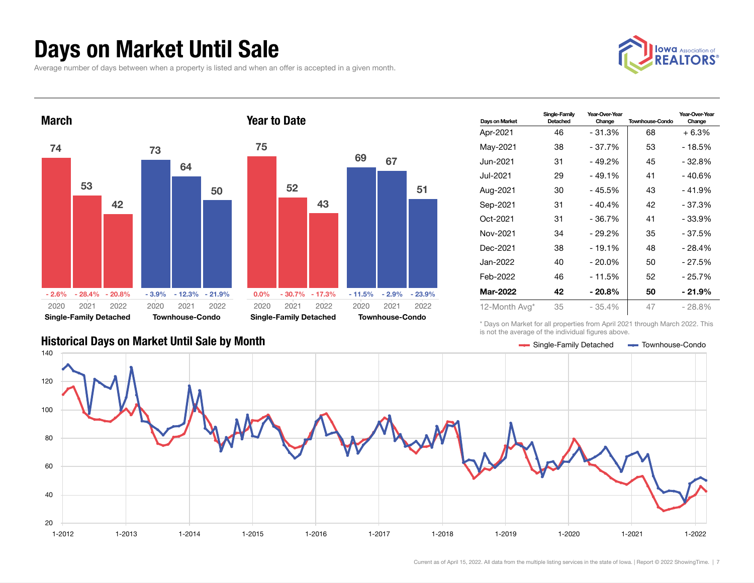# Days on Market Until Sale

Average number of days between when a property is listed and when an offer is accepted in a given month.

## March

| | 2020 | 2021 | 2022 |
|---|---|---|---|
| Single-Family Detached | 74 | 53 | 42 |
| Change | - 2.6% | - 28.4% | - 20.8% |
| Townhouse-Condo | 73 | 64 | 50 |
| Change | - 3.9% | - 12.3% | - 21.9% |

## Year to Date

| | 2020 | 2021 | 2022 |
|---|---|---|---|
| Single-Family Detached | 75 | 52 | 43 |
| Change | 0.0% | - 30.7% | - 17.3% |
| Townhouse-Condo | 69 | 67 | 51 |
| Change | - 11.5% | - 2.9% | - 23.9% |

| Days on Market | Single-Family Detached | Year-Over-Year Change | Townhouse-Condo | Year-Over-Year Change |
|---|---|---|---|---|
| Apr-2021 | 46 | - 31.3% | 68 | + 6.3% |
| May-2021 | 38 | - 37.7% | 53 | - 18.5% |
| Jun-2021 | 31 | - 49.2% | 45 | - 32.8% |
| Jul-2021 | 29 | - 49.1% | 41 | - 40.6% |
| Aug-2021 | 30 | - 45.5% | 43 | - 41.9% |
| Sep-2021 | 31 | - 40.4% | 42 | - 37.3% |
| Oct-2021 | 31 | - 36.7% | 41 | - 33.9% |
| Nov-2021 | 34 | - 29.2% | 35 | - 37.5% |
| Dec-2021 | 38 | - 19.1% | 48 | - 28.4% |
| Jan-2022 | 40 | - 20.0% | 50 | - 27.5% |
| Feb-2022 | 46 | - 11.5% | 52 | - 25.7% |
| **Mar-2022** | **42** | **- 20.8%** | **50** | **- 21.9%** |
| 12-Month Avg* | 35 | - 35.4% | 47 | - 28.8% |

* Days on Market for all properties from April 2021 through March 2022. This is not the average of the individual figures above.

## Historical Days on Market Until Sale by Month

Single-Family Detached — Townhouse-Condo

Current as of April 15, 2022. All data from the multiple listing services in the state of Iowa. | Report © 2022 ShowingTime.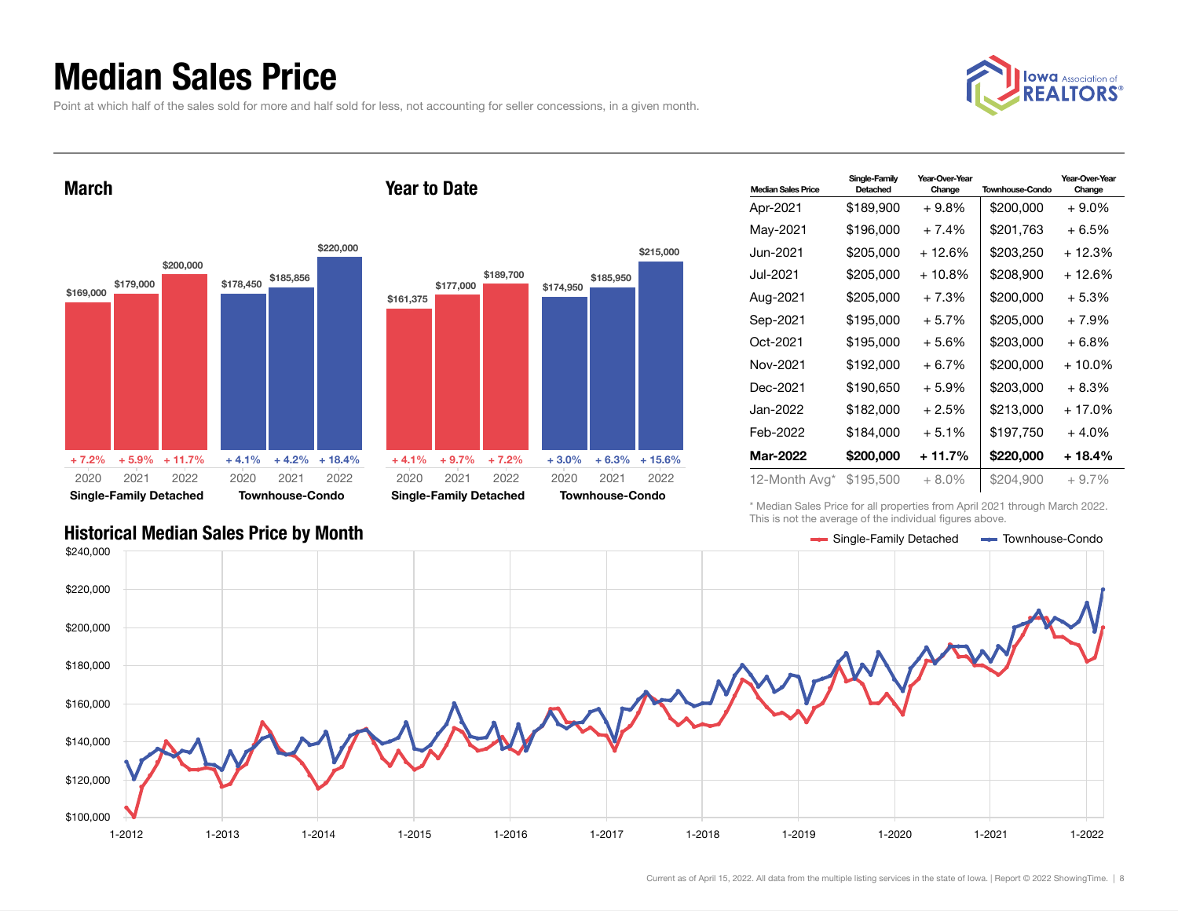# Median Sales Price

Point at which half of the sales sold for more and half sold for less, not accounting for seller concessions, in a given month.

## March

| | 2020 | 2021 | 2022 |
|---|---|---|---|
| Single-Family Detached | $169,000 | $179,000 | $200,000 |
| Change | + 7.2% | + 5.9% | + 11.7% |
| Townhouse-Condo | $178,450 | $185,856 | $220,000 |
| Change | + 4.1% | + 4.2% | + 18.4% |

## Year to Date

| | 2020 | 2021 | 2022 |
|---|---|---|---|
| Single-Family Detached | $161,375 | $177,000 | $189,700 |
| Change | + 4.1% | + 9.7% | + 7.2% |
| Townhouse-Condo | $174,950 | $185,950 | $215,000 |
| Change | + 3.0% | + 6.3% | + 15.6% |

| Median Sales Price | Single-Family Detached | Year-Over-Year Change | Townhouse-Condo | Year-Over-Year Change |
|---|---|---|---|---|
| Apr-2021 | $189,900 | + 9.8% | $200,000 | + 9.0% |
| May-2021 | $196,000 | + 7.4% | $201,763 | + 6.5% |
| Jun-2021 | $205,000 | + 12.6% | $203,250 | + 12.3% |
| Jul-2021 | $205,000 | + 10.8% | $208,900 | + 12.6% |
| Aug-2021 | $205,000 | + 7.3% | $200,000 | + 5.3% |
| Sep-2021 | $195,000 | + 5.7% | $205,000 | + 7.9% |
| Oct-2021 | $195,000 | + 5.6% | $203,000 | + 6.8% |
| Nov-2021 | $192,000 | + 6.7% | $200,000 | + 10.0% |
| Dec-2021 | $190,650 | + 5.9% | $203,000 | + 8.3% |
| Jan-2022 | $182,000 | + 2.5% | $213,000 | + 17.0% |
| Feb-2022 | $184,000 | + 5.1% | $197,750 | + 4.0% |
| **Mar-2022** | **$200,000** | **+ 11.7%** | **$220,000** | **+ 18.4%** |
| 12-Month Avg* | $195,500 | + 8.0% | $204,900 | + 9.7% |

\* Median Sales Price for all properties from April 2021 through March 2022. This is not the average of the individual figures above.

## Historical Median Sales Price by Month

Single-Family Detached — Townhouse-Condo

Current as of April 15, 2022. All data from the multiple listing services in the state of Iowa. | Report © 2022 ShowingTime.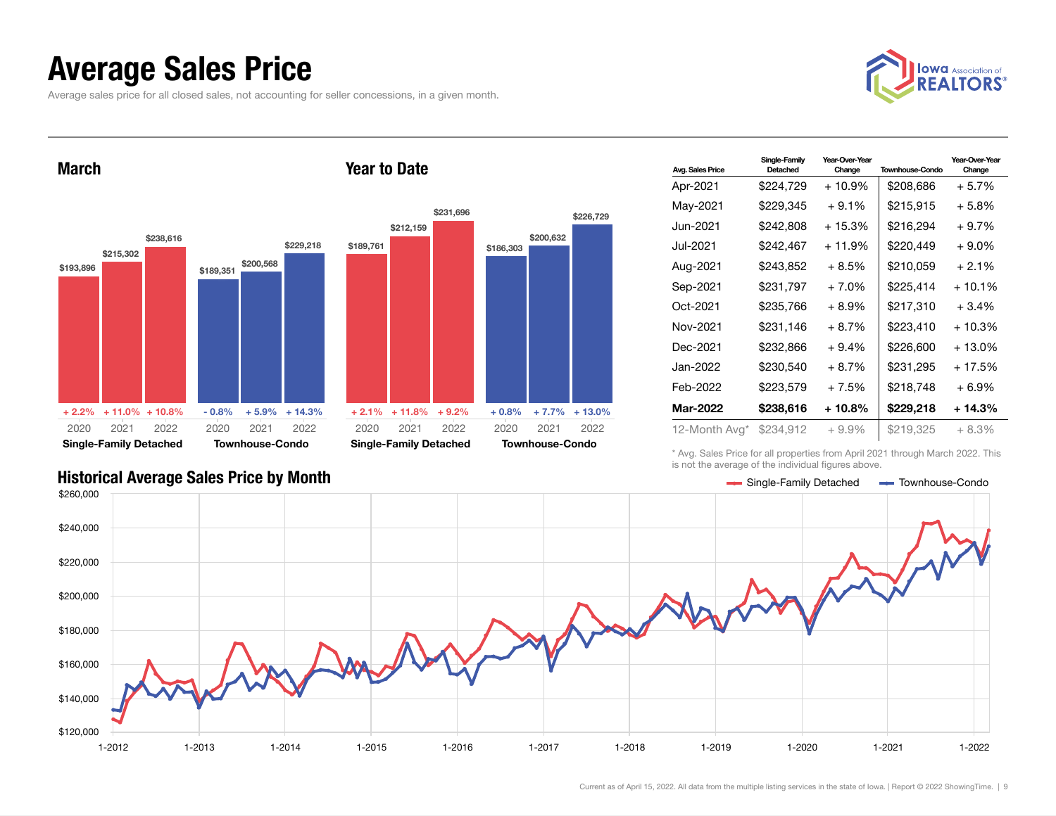# Average Sales Price

Average sales price for all closed sales, not accounting for seller concessions, in a given month.

## March

| | 2020 | 2021 | 2022 |
|---|---|---|---|
| Single-Family Detached | $193,896 (+ 2.2%) | $215,302 (+ 11.0%) | $238,616 (+ 10.8%) |
| Townhouse-Condo | $189,351 (- 0.8%) | $200,568 (+ 5.9%) | $229,218 (+ 14.3%) |

## Year to Date

| | 2020 | 2021 | 2022 |
|---|---|---|---|
| Single-Family Detached | $189,761 (+ 2.1%) | $212,159 (+ 11.8%) | $231,696 (+ 9.2%) |
| Townhouse-Condo | $186,303 (+ 0.8%) | $200,632 (+ 7.7%) | $226,729 (+ 13.0%) |

| Avg. Sales Price | Single-Family Detached | Year-Over-Year Change | Townhouse-Condo | Year-Over-Year Change |
|---|---|---|---|---|
| Apr-2021 | $224,729 | + 10.9% | $208,686 | + 5.7% |
| May-2021 | $229,345 | + 9.1% | $215,915 | + 5.8% |
| Jun-2021 | $242,808 | + 15.3% | $216,294 | + 9.7% |
| Jul-2021 | $242,467 | + 11.9% | $220,449 | + 9.0% |
| Aug-2021 | $243,852 | + 8.5% | $210,059 | + 2.1% |
| Sep-2021 | $231,797 | + 7.0% | $225,414 | + 10.1% |
| Oct-2021 | $235,766 | + 8.9% | $217,310 | + 3.4% |
| Nov-2021 | $231,146 | + 8.7% | $223,410 | + 10.3% |
| Dec-2021 | $232,866 | + 9.4% | $226,600 | + 13.0% |
| Jan-2022 | $230,540 | + 8.7% | $231,295 | + 17.5% |
| Feb-2022 | $223,579 | + 7.5% | $218,748 | + 6.9% |
| **Mar-2022** | **$238,616** | **+ 10.8%** | **$229,218** | **+ 14.3%** |
| 12-Month Avg* | $234,912 | + 9.9% | $219,325 | + 8.3% |

\* Avg. Sales Price for all properties from April 2021 through March 2022. This is not the average of the individual figures above.

## Historical Average Sales Price by Month

Single-Family Detached — Townhouse-Condo

$260,000 / $240,000 / $220,000 / $200,000 / $180,000 / $160,000 / $140,000 / $120,000

1-2012 / 1-2013 / 1-2014 / 1-2015 / 1-2016 / 1-2017 / 1-2018 / 1-2019 / 1-2020 / 1-2021 / 1-2022

Current as of April 15, 2022. All data from the multiple listing services in the state of Iowa. | Report © 2022 ShowingTime.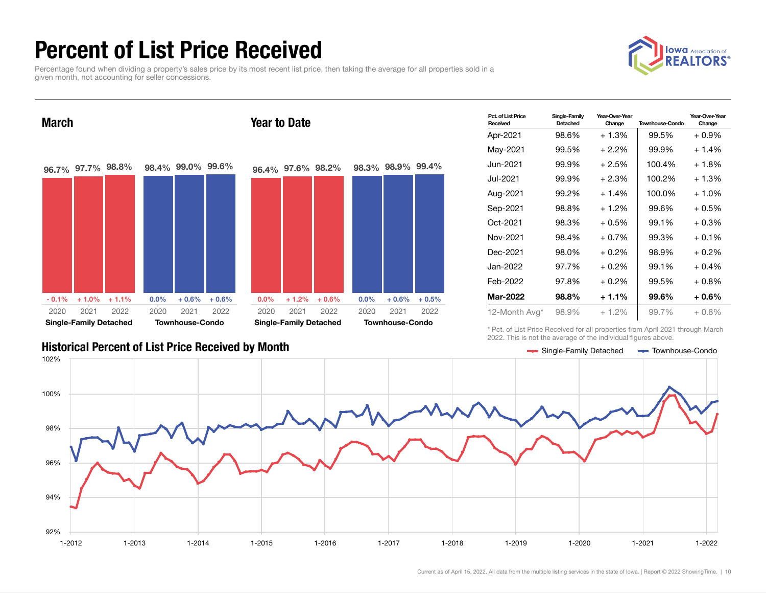# Percent of List Price Received

Percentage found when dividing a property's sales price by its most recent list price, then taking the average for all properties sold in a given month, not accounting for seller concessions.

## March

| | 2020 | 2021 | 2022 |
|---|---|---|---|
| Single-Family Detached | 96.7% | 97.7% | 98.8% |
| Year-Over-Year Change | - 0.1% | + 1.0% | + 1.1% |
| Townhouse-Condo | 98.4% | 99.0% | 99.6% |
| Year-Over-Year Change | 0.0% | + 0.6% | + 0.6% |

## Year to Date

| | 2020 | 2021 | 2022 |
|---|---|---|---|
| Single-Family Detached | 96.4% | 97.6% | 98.2% |
| Year-Over-Year Change | 0.0% | + 1.2% | + 0.6% |
| Townhouse-Condo | 98.3% | 98.9% | 99.4% |
| Year-Over-Year Change | 0.0% | + 0.6% | + 0.5% |

| Pct. of List Price Received | Single-Family Detached | Year-Over-Year Change | Townhouse-Condo | Year-Over-Year Change |
|---|---|---|---|---|
| Apr-2021 | 98.6% | + 1.3% | 99.5% | + 0.9% |
| May-2021 | 99.5% | + 2.2% | 99.9% | + 1.4% |
| Jun-2021 | 99.9% | + 2.5% | 100.4% | + 1.8% |
| Jul-2021 | 99.9% | + 2.3% | 100.2% | + 1.3% |
| Aug-2021 | 99.2% | + 1.4% | 100.0% | + 1.0% |
| Sep-2021 | 98.8% | + 1.2% | 99.6% | + 0.5% |
| Oct-2021 | 98.3% | + 0.5% | 99.1% | + 0.3% |
| Nov-2021 | 98.4% | + 0.7% | 99.3% | + 0.1% |
| Dec-2021 | 98.0% | + 0.2% | 98.9% | + 0.2% |
| Jan-2022 | 97.7% | + 0.2% | 99.1% | + 0.4% |
| Feb-2022 | 97.8% | + 0.2% | 99.5% | + 0.8% |
| **Mar-2022** | **98.8%** | **+ 1.1%** | **99.6%** | **+ 0.6%** |
| 12-Month Avg* | 98.9% | + 1.2% | 99.7% | + 0.8% |

\* Pct. of List Price Received for all properties from April 2021 through March 2022. This is not the average of the individual figures above.

## Historical Percent of List Price Received by Month

Single-Family Detached — Townhouse-Condo

Current as of April 15, 2022. All data from the multiple listing services in the state of Iowa. | Report © 2022 ShowingTime.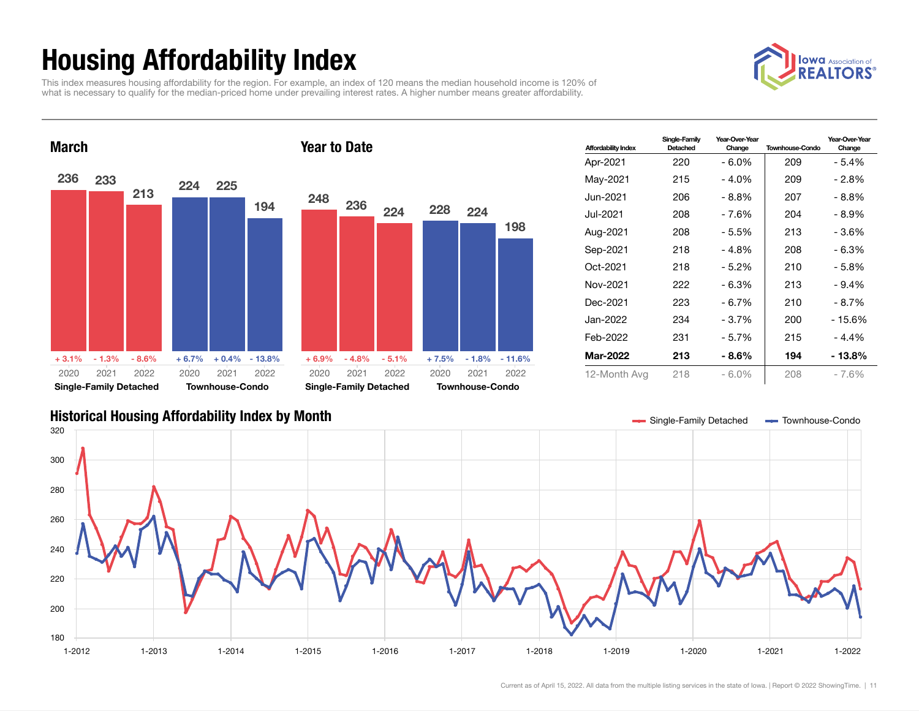# Housing Affordability Index

This index measures housing affordability for the region. For example, an index of 120 means the median household income is 120% of what is necessary to qualify for the median-priced home under prevailing interest rates. A higher number means greater affordability.

## March

| | 2020 | 2021 | 2022 |
|---|---|---|---|
| Single-Family Detached | 236 (+ 3.1%) | 233 (- 1.3%) | 213 (- 8.6%) |
| Townhouse-Condo | 224 (+ 6.7%) | 225 (+ 0.4%) | 194 (- 13.8%) |

## Year to Date

| | 2020 | 2021 | 2022 |
|---|---|---|---|
| Single-Family Detached | 248 (+ 6.9%) | 236 (- 4.8%) | 224 (- 5.1%) |
| Townhouse-Condo | 228 (+ 7.5%) | 224 (- 1.8%) | 198 (- 11.6%) |

| Affordability Index | Single-Family Detached | Year-Over-Year Change | Townhouse-Condo | Year-Over-Year Change |
|---|---|---|---|---|
| Apr-2021 | 220 | - 6.0% | 209 | - 5.4% |
| May-2021 | 215 | - 4.0% | 209 | - 2.8% |
| Jun-2021 | 206 | - 8.8% | 207 | - 8.8% |
| Jul-2021 | 208 | - 7.6% | 204 | - 8.9% |
| Aug-2021 | 208 | - 5.5% | 213 | - 3.6% |
| Sep-2021 | 218 | - 4.8% | 208 | - 6.3% |
| Oct-2021 | 218 | - 5.2% | 210 | - 5.8% |
| Nov-2021 | 222 | - 6.3% | 213 | - 9.4% |
| Dec-2021 | 223 | - 6.7% | 210 | - 8.7% |
| Jan-2022 | 234 | - 3.7% | 200 | - 15.6% |
| Feb-2022 | 231 | - 5.7% | 215 | - 4.4% |
| **Mar-2022** | **213** | **- 8.6%** | **194** | **- 13.8%** |
| 12-Month Avg | 218 | - 6.0% | 208 | - 7.6% |

## Historical Housing Affordability Index by Month

Single-Family Detached — Townhouse-Condo

Current as of April 15, 2022. All data from the multiple listing services in the state of Iowa. | Report © 2022 ShowingTime.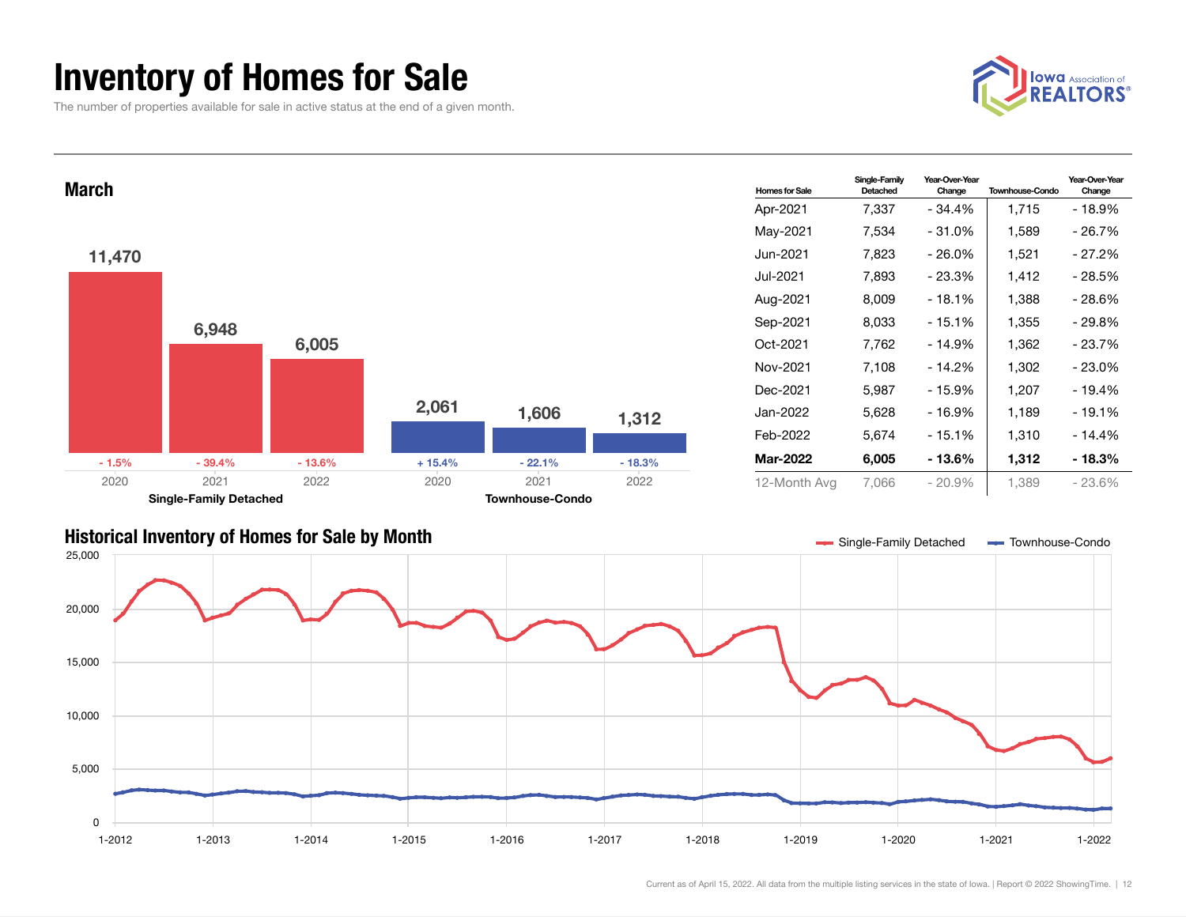# Inventory of Homes for Sale

The number of properties available for sale in active status at the end of a given month.

## March

**Single-Family Detached**

| Year | Homes for Sale | Change |
|---|---|---|
| 2020 | 11,470 | - 1.5% |
| 2021 | 6,948 | - 39.4% |
| 2022 | 6,005 | - 13.6% |

**Townhouse-Condo**

| Year | Homes for Sale | Change |
|---|---|---|
| 2020 | 2,061 | + 15.4% |
| 2021 | 1,606 | - 22.1% |
| 2022 | 1,312 | - 18.3% |

| Homes for Sale | Single-Family Detached | Year-Over-Year Change | Townhouse-Condo | Year-Over-Year Change |
|---|---|---|---|---|
| Apr-2021 | 7,337 | - 34.4% | 1,715 | - 18.9% |
| May-2021 | 7,534 | - 31.0% | 1,589 | - 26.7% |
| Jun-2021 | 7,823 | - 26.0% | 1,521 | - 27.2% |
| Jul-2021 | 7,893 | - 23.3% | 1,412 | - 28.5% |
| Aug-2021 | 8,009 | - 18.1% | 1,388 | - 28.6% |
| Sep-2021 | 8,033 | - 15.1% | 1,355 | - 29.8% |
| Oct-2021 | 7,762 | - 14.9% | 1,362 | - 23.7% |
| Nov-2021 | 7,108 | - 14.2% | 1,302 | - 23.0% |
| Dec-2021 | 5,987 | - 15.9% | 1,207 | - 19.4% |
| Jan-2022 | 5,628 | - 16.9% | 1,189 | - 19.1% |
| Feb-2022 | 5,674 | - 15.1% | 1,310 | - 14.4% |
| **Mar-2022** | **6,005** | **- 13.6%** | **1,312** | **- 18.3%** |
| 12-Month Avg | 7,066 | - 20.9% | 1,389 | - 23.6% |

## Historical Inventory of Homes for Sale by Month

Single-Family Detached | Townhouse-Condo

Current as of April 15, 2022. All data from the multiple listing services in the state of Iowa. | Report © 2022 ShowingTime.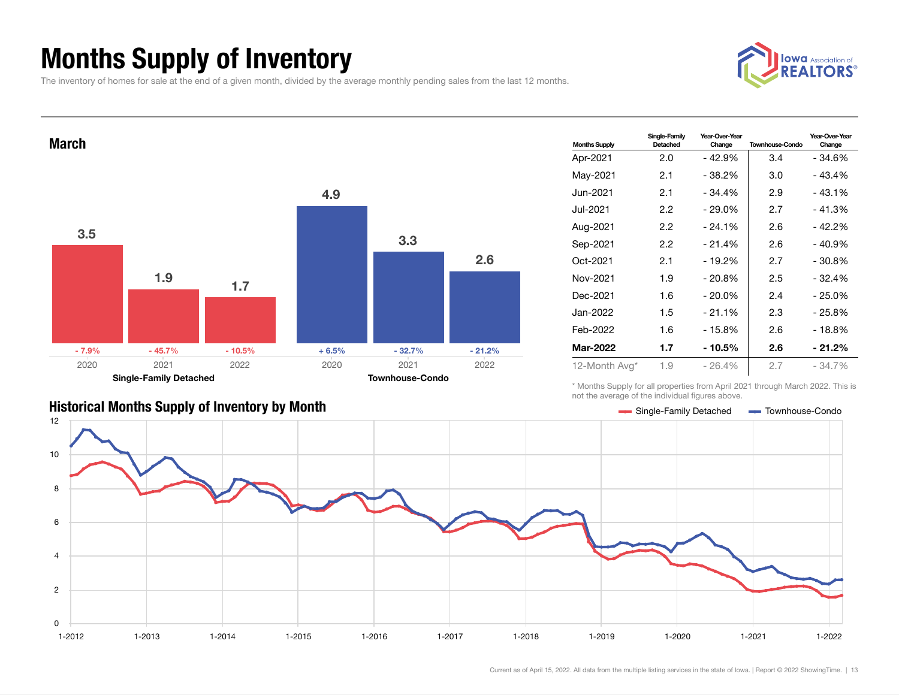# Months Supply of Inventory

The inventory of homes for sale at the end of a given month, divided by the average monthly pending sales from the last 12 months.

## March

| | 2020 | 2021 | 2022 |
|---|---|---|---|
| Single-Family Detached | 3.5 (- 7.9%) | 1.9 (- 45.7%) | 1.7 (- 10.5%) |
| Townhouse-Condo | 4.9 (+ 6.5%) | 3.3 (- 32.7%) | 2.6 (- 21.2%) |

| Months Supply | Single-Family Detached | Year-Over-Year Change | Townhouse-Condo | Year-Over-Year Change |
|---|---|---|---|---|
| Apr-2021 | 2.0 | - 42.9% | 3.4 | - 34.6% |
| May-2021 | 2.1 | - 38.2% | 3.0 | - 43.4% |
| Jun-2021 | 2.1 | - 34.4% | 2.9 | - 43.1% |
| Jul-2021 | 2.2 | - 29.0% | 2.7 | - 41.3% |
| Aug-2021 | 2.2 | - 24.1% | 2.6 | - 42.2% |
| Sep-2021 | 2.2 | - 21.4% | 2.6 | - 40.9% |
| Oct-2021 | 2.1 | - 19.2% | 2.7 | - 30.8% |
| Nov-2021 | 1.9 | - 20.8% | 2.5 | - 32.4% |
| Dec-2021 | 1.6 | - 20.0% | 2.4 | - 25.0% |
| Jan-2022 | 1.5 | - 21.1% | 2.3 | - 25.8% |
| Feb-2022 | 1.6 | - 15.8% | 2.6 | - 18.8% |
| **Mar-2022** | **1.7** | **- 10.5%** | **2.6** | **- 21.2%** |
| 12-Month Avg* | 1.9 | - 26.4% | 2.7 | - 34.7% |

\* Months Supply for all properties from April 2021 through March 2022. This is not the average of the individual figures above.

## Historical Months Supply of Inventory by Month

Current as of April 15, 2022. All data from the multiple listing services in the state of Iowa. | Report © 2022 ShowingTime.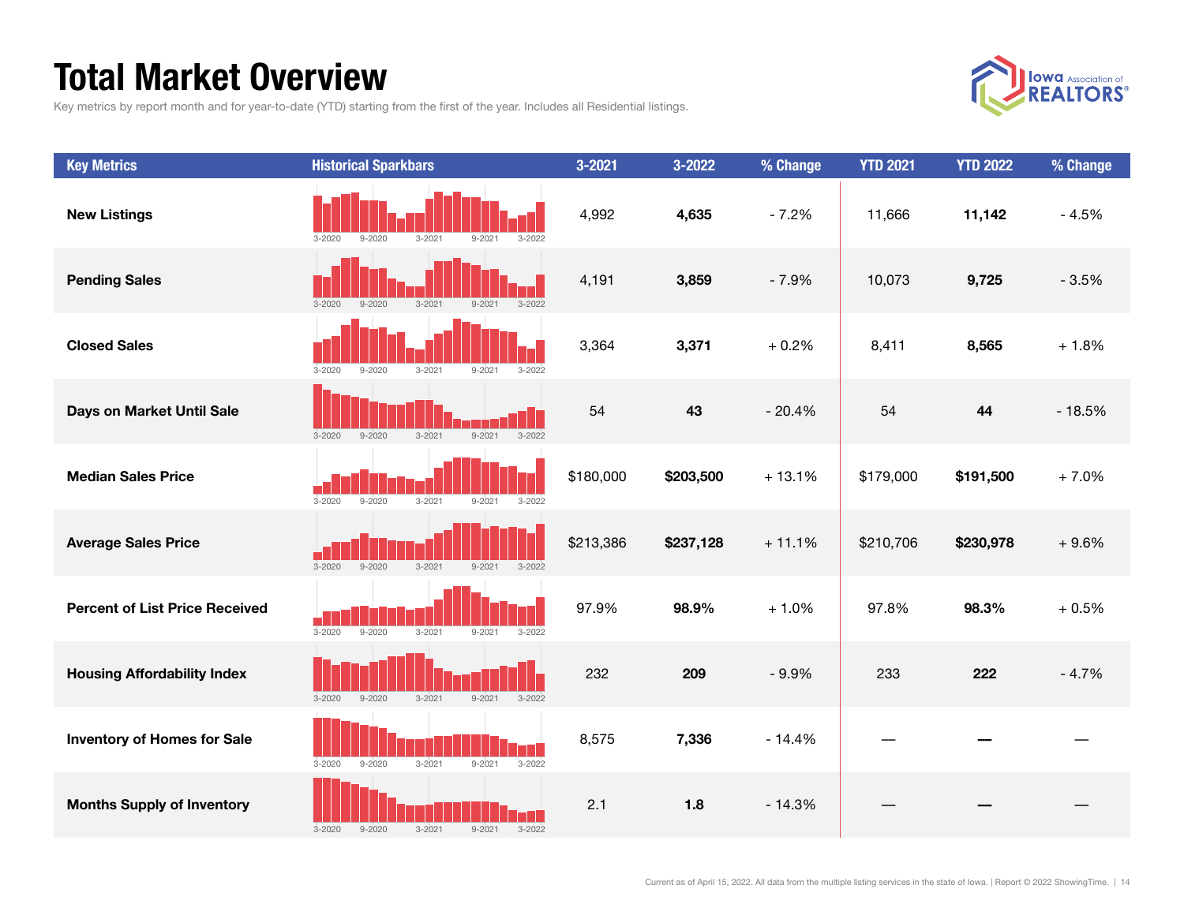# Total Market Overview

Key metrics by report month and for year-to-date (YTD) starting from the first of the year. Includes all Residential listings.

| Key Metrics | Historical Sparkbars | 3-2021 | 3-2022 | % Change | YTD 2021 | YTD 2022 | % Change |
|---|---|---|---|---|---|---|---|
| New Listings | 3-2020 9-2020 3-2021 9-2021 3-2022 | 4,992 | **4,635** | - 7.2% | 11,666 | **11,142** | - 4.5% |
| Pending Sales | 3-2020 9-2020 3-2021 9-2021 3-2022 | 4,191 | **3,859** | - 7.9% | 10,073 | **9,725** | - 3.5% |
| Closed Sales | 3-2020 9-2020 3-2021 9-2021 3-2022 | 3,364 | **3,371** | + 0.2% | 8,411 | **8,565** | + 1.8% |
| Days on Market Until Sale | 3-2020 9-2020 3-2021 9-2021 3-2022 | 54 | **43** | - 20.4% | 54 | **44** | - 18.5% |
| Median Sales Price | 3-2020 9-2020 3-2021 9-2021 3-2022 | $180,000 | **$203,500** | + 13.1% | $179,000 | **$191,500** | + 7.0% |
| Average Sales Price | 3-2020 9-2020 3-2021 9-2021 3-2022 | $213,386 | **$237,128** | + 11.1% | $210,706 | **$230,978** | + 9.6% |
| Percent of List Price Received | 3-2020 9-2020 3-2021 9-2021 3-2022 | 97.9% | **98.9%** | + 1.0% | 97.8% | **98.3%** | + 0.5% |
| Housing Affordability Index | 3-2020 9-2020 3-2021 9-2021 3-2022 | 232 | **209** | - 9.9% | 233 | **222** | - 4.7% |
| Inventory of Homes for Sale | 3-2020 9-2020 3-2021 9-2021 3-2022 | 8,575 | **7,336** | - 14.4% | — | **—** | — |
| Months Supply of Inventory | 3-2020 9-2020 3-2021 9-2021 3-2022 | 2.1 | **1.8** | - 14.3% | — | **—** | — |

Current as of April 15, 2022. All data from the multiple listing services in the state of Iowa. | Report © 2022 ShowingTime.